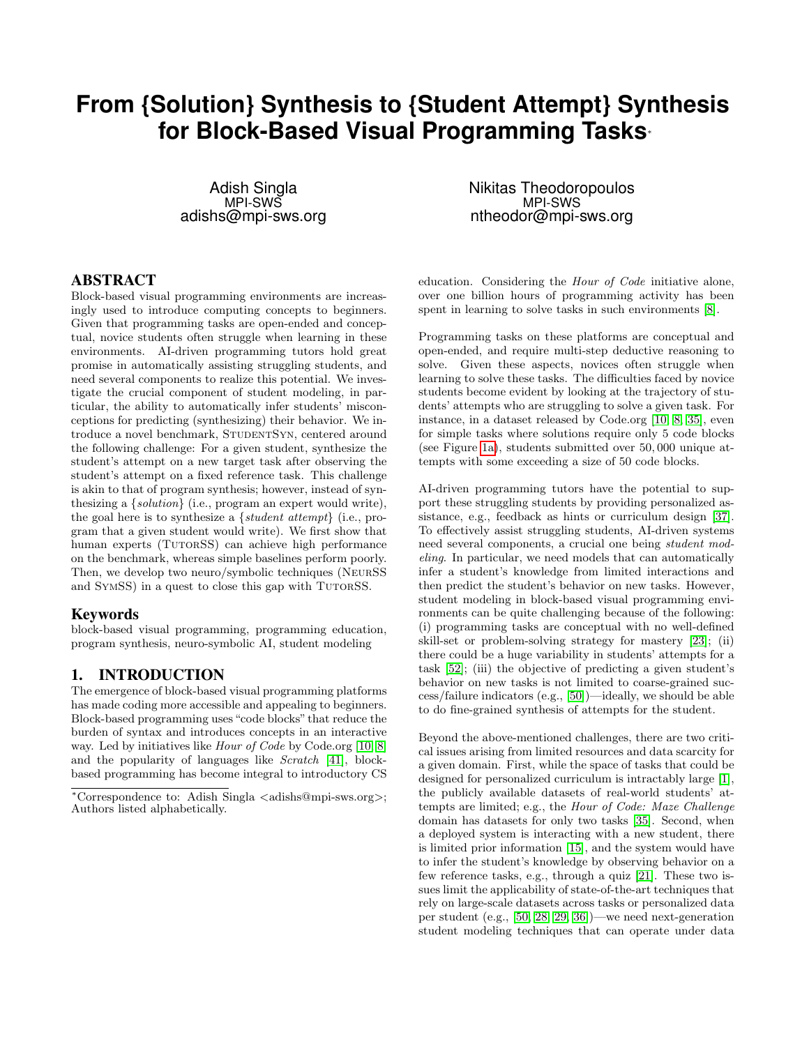# From {Solution} Synthesis to {Student Attempt} Synthesis for Block-Based Visual Programming Tasks*

Adish Singla
MPI-SWS
adishs@mpi-sws.org

Nikitas Theodoropoulos
MPI-SWS
ntheodor@mpi-sws.org

## ABSTRACT

Block-based visual programming environments are increasingly used to introduce computing concepts to beginners. Given that programming tasks are open-ended and conceptual, novice students often struggle when learning in these environments. AI-driven programming tutors hold great promise in automatically assisting struggling students, and need several components to realize this potential. We investigate the crucial component of student modeling, in particular, the ability to automatically infer students' misconceptions for predicting (synthesizing) their behavior. We introduce a novel benchmark, StudentSyn, centered around the following challenge: For a given student, synthesize the student's attempt on a new target task after observing the student's attempt on a fixed reference task. This challenge is akin to that of program synthesis; however, instead of synthesizing a {*solution*} (i.e., program an expert would write), the goal here is to synthesize a {*student attempt*} (i.e., program that a given student would write). We first show that human experts (TutorSS) can achieve high performance on the benchmark, whereas simple baselines perform poorly. Then, we develop two neuro/symbolic techniques (NeurSS and SymSS) in a quest to close this gap with TutorSS.

### Keywords

block-based visual programming, programming education, program synthesis, neuro-symbolic AI, student modeling

## 1. INTRODUCTION

The emergence of block-based visual programming platforms has made coding more accessible and appealing to beginners. Block-based programming uses "code blocks" that reduce the burden of syntax and introduces concepts in an interactive way. Led by initiatives like *Hour of Code* by Code.org [10, 8] and the popularity of languages like *Scratch* [41], block-based programming has become integral to introductory CS education. Considering the *Hour of Code* initiative alone, over one billion hours of programming activity has been spent in learning to solve tasks in such environments [8].

Programming tasks on these platforms are conceptual and open-ended, and require multi-step deductive reasoning to solve. Given these aspects, novices often struggle when learning to solve these tasks. The difficulties faced by novice students become evident by looking at the trajectory of students' attempts who are struggling to solve a given task. For instance, in a dataset released by Code.org [10, 8, 35], even for simple tasks where solutions require only 5 code blocks (see Figure 1a), students submitted over 50,000 unique attempts with some exceeding a size of 50 code blocks.

AI-driven programming tutors have the potential to support these struggling students by providing personalized assistance, e.g., feedback as hints or curriculum design [37]. To effectively assist struggling students, AI-driven systems need several components, a crucial one being *student modeling*. In particular, we need models that can automatically infer a student's knowledge from limited interactions and then predict the student's behavior on new tasks. However, student modeling in block-based visual programming environments can be quite challenging because of the following: (i) programming tasks are conceptual with no well-defined skill-set or problem-solving strategy for mastery [23]; (ii) there could be a huge variability in students' attempts for a task [52]; (iii) the objective of predicting a given student's behavior on new tasks is not limited to coarse-grained success/failure indicators (e.g., [50])—ideally, we should be able to do fine-grained synthesis of attempts for the student.

Beyond the above-mentioned challenges, there are two critical issues arising from limited resources and data scarcity for a given domain. First, while the space of tasks that could be designed for personalized curriculum is intractably large [1], the publicly available datasets of real-world students' attempts are limited; e.g., the *Hour of Code: Maze Challenge* domain has datasets for only two tasks [35]. Second, when a deployed system is interacting with a new student, there is limited prior information [15], and the system would have to infer the student's knowledge by observing behavior on a few reference tasks, e.g., through a quiz [21]. These two issues limit the applicability of state-of-the-art techniques that rely on large-scale datasets across tasks or personalized data per student (e.g., [50, 28, 29, 36])—we need next-generation student modeling techniques that can operate under data

*Correspondence to: Adish Singla <adishs@mpi-sws.org>; Authors listed alphabetically.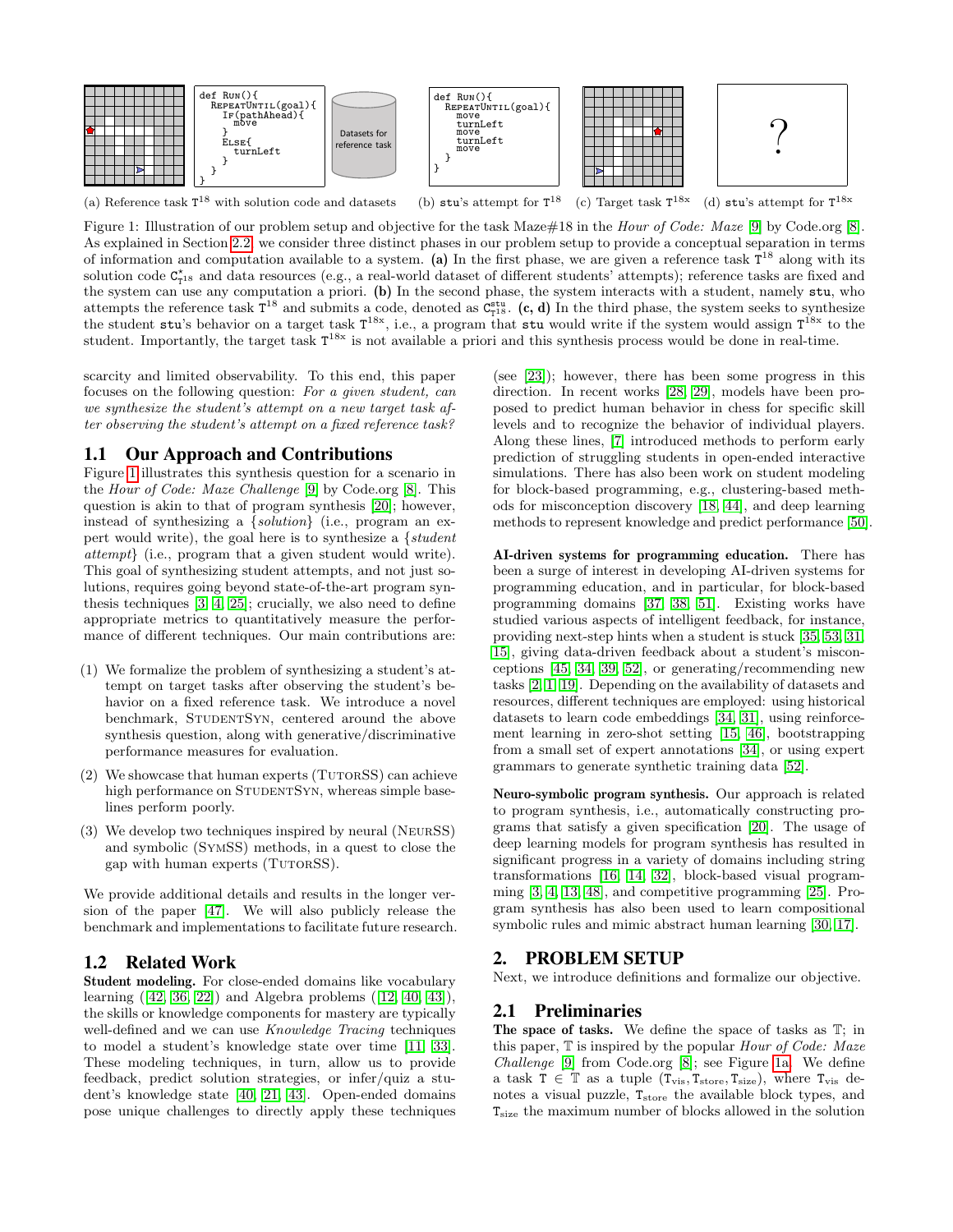```
def Run(){
  RepeatUntil(goal){
    If(pathAhead){
      move
    }
    Else{
      turnLeft
    }
  }
}
```

Datasets for reference task

```
def Run(){
  RepeatUntil(goal){
    move
    turnLeft
    move
    turnLeft
    move
  }
}
```

?

(a) Reference task $\mathtt{T}^{18}$ with solution code and datasets (b) stu's attempt for $\mathtt{T}^{18}$ (c) Target task $\mathtt{T}^{18x}$ (d) stu's attempt for $\mathtt{T}^{18x}$

Figure 1: Illustration of our problem setup and objective for the task Maze#18 in the *Hour of Code: Maze* [9] by Code.org [8]. As explained in Section 2.2, we consider three distinct phases in our problem setup to provide a conceptual separation in terms of information and computation available to a system. **(a)** In the first phase, we are given a reference task $\mathtt{T}^{18}$ along with its solution code $\mathtt{C}^{\star}_{\mathtt{T}^{18}}$ and data resources (e.g., a real-world dataset of different students' attempts); reference tasks are fixed and the system can use any computation a priori. **(b)** In the second phase, the system interacts with a student, namely stu, who attempts the reference task $\mathtt{T}^{18}$ and submits a code, denoted as $\mathtt{C}^{\mathtt{stu}}_{\mathtt{T}^{18}}$. **(c, d)** In the third phase, the system seeks to synthesize the student stu's behavior on a target task $\mathtt{T}^{18x}$, i.e., a program that stu would write if the system would assign $\mathtt{T}^{18x}$ to the student. Importantly, the target task $\mathtt{T}^{18x}$ is not available a priori and this synthesis process would be done in real-time.

scarcity and limited observability. To this end, this paper focuses on the following question: *For a given student, can we synthesize the student's attempt on a new target task after observing the student's attempt on a fixed reference task?*

## 1.1 Our Approach and Contributions

Figure 1 illustrates this synthesis question for a scenario in the *Hour of Code: Maze Challenge* [9] by Code.org [8]. This question is akin to that of program synthesis [20]; however, instead of synthesizing a {*solution*} (i.e., program an expert would write), the goal here is to synthesize a {*student attempt*} (i.e., program that a given student would write). This goal of synthesizing student attempts, and not just solutions, requires going beyond state-of-the-art program synthesis techniques [3, 4, 25]; crucially, we also need to define appropriate metrics to quantitatively measure the performance of different techniques. Our main contributions are:

(1) We formalize the problem of synthesizing a student's attempt on target tasks after observing the student's behavior on a fixed reference task. We introduce a novel benchmark, StudentSyn, centered around the above synthesis question, along with generative/discriminative performance measures for evaluation.

(2) We showcase that human experts (TutorSS) can achieve high performance on StudentSyn, whereas simple baselines perform poorly.

(3) We develop two techniques inspired by neural (NeurSS) and symbolic (SymSS) methods, in a quest to close the gap with human experts (TutorSS).

We provide additional details and results in the longer version of the paper [47]. We will also publicly release the benchmark and implementations to facilitate future research.

## 1.2 Related Work

**Student modeling.** For close-ended domains like vocabulary learning ([42, 36, 22]) and Algebra problems ([12, 40, 43]), the skills or knowledge components for mastery are typically well-defined and we can use *Knowledge Tracing* techniques to model a student's knowledge state over time [11, 33]. These modeling techniques, in turn, allow us to provide feedback, predict solution strategies, or infer/quiz a student's knowledge state [40, 21, 43]. Open-ended domains pose unique challenges to directly apply these techniques (see [23]); however, there has been some progress in this direction. In recent works [28, 29], models have been proposed to predict human behavior in chess for specific skill levels and to recognize the behavior of individual players. Along these lines, [7] introduced methods to perform early prediction of struggling students in open-ended interactive simulations. There has also been work on student modeling for block-based programming, e.g., clustering-based methods for misconception discovery [18, 44], and deep learning methods to represent knowledge and predict performance [50].

**AI-driven systems for programming education.** There has been a surge of interest in developing AI-driven systems for programming education, and in particular, for block-based programming domains [37, 38, 51]. Existing works have studied various aspects of intelligent feedback, for instance, providing next-step hints when a student is stuck [35, 53, 31, 15], giving data-driven feedback about a student's misconceptions [45, 34, 39, 52], or generating/recommending new tasks [2, 1, 19]. Depending on the availability of datasets and resources, different techniques are employed: using historical datasets to learn code embeddings [34, 31], using reinforcement learning in zero-shot setting [15, 46], bootstrapping from a small set of expert annotations [34], or using expert grammars to generate synthetic training data [52].

**Neuro-symbolic program synthesis.** Our approach is related to program synthesis, i.e., automatically constructing programs that satisfy a given specification [20]. The usage of deep learning models for program synthesis has resulted in significant progress in a variety of domains including string transformations [16, 14, 32], block-based visual programming [3, 4, 13, 48], and competitive programming [25]. Program synthesis has also been used to learn compositional symbolic rules and mimic abstract human learning [30, 17].

# 2. PROBLEM SETUP

Next, we introduce definitions and formalize our objective.

## 2.1 Preliminaries

**The space of tasks.** We define the space of tasks as $\mathbb{T}$; in this paper, $\mathbb{T}$ is inspired by the popular *Hour of Code: Maze Challenge* [9] from Code.org [8]; see Figure 1a. We define a task $\mathtt{T} \in \mathbb{T}$ as a tuple $(\mathtt{T}_{\text{vis}}, \mathtt{T}_{\text{store}}, \mathtt{T}_{\text{size}})$, where $\mathtt{T}_{\text{vis}}$ denotes a visual puzzle, $\mathtt{T}_{\text{store}}$ the available block types, and $\mathtt{T}_{\text{size}}$ the maximum number of blocks allowed in the solution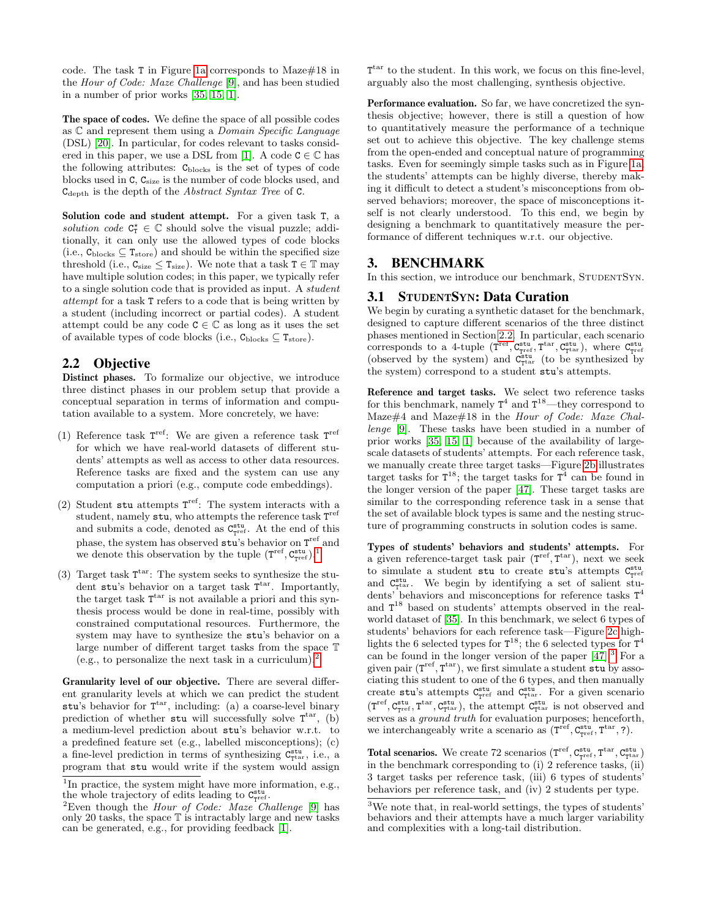code. The task $\mathtt{T}$ in Figure 1a corresponds to Maze#18 in the *Hour of Code: Maze Challenge* [9], and has been studied in a number of prior works [35, 15, 1].

**The space of codes.** We define the space of all possible codes as $\mathbb{C}$ and represent them using a *Domain Specific Language* (DSL) [20]. In particular, for codes relevant to tasks considered in this paper, we use a DSL from [1]. A code $\mathtt{C} \in \mathbb{C}$ has the following attributes: $\mathtt{C}_{\text{blocks}}$ is the set of types of code blocks used in $\mathtt{C}$, $\mathtt{C}_{\text{size}}$ is the number of code blocks used, and $\mathtt{C}_{\text{depth}}$ is the depth of the *Abstract Syntax Tree* of $\mathtt{C}$.

**Solution code and student attempt.** For a given task $\mathtt{T}$, a *solution code* $\mathtt{C}^*_{\mathtt{T}} \in \mathbb{C}$ should solve the visual puzzle; additionally, it can only use the allowed types of code blocks (i.e., $\mathtt{C}_{\text{blocks}} \subseteq \mathtt{T}_{\text{store}}$) and should be within the specified size threshold (i.e., $\mathtt{C}_{\text{size}} \leq \mathtt{T}_{\text{size}}$). We note that a task $\mathtt{T} \in \mathbb{T}$ may have multiple solution codes; in this paper, we typically refer to a single solution code that is provided as input. A *student attempt* for a task $\mathtt{T}$ refers to a code that is being written by a student (including incorrect or partial codes). A student attempt could be any code $\mathtt{C} \in \mathbb{C}$ as long as it uses the set of available types of code blocks (i.e., $\mathtt{C}_{\text{blocks}} \subseteq \mathtt{T}_{\text{store}}$).

## 2.2 Objective

**Distinct phases.** To formalize our objective, we introduce three distinct phases in our problem setup that provide a conceptual separation in terms of information and computation available to a system. More concretely, we have:

(1) Reference task $\mathtt{T}^{\text{ref}}$: We are given a reference task $\mathtt{T}^{\text{ref}}$ for which we have real-world datasets of different students' attempts as well as access to other data resources. Reference tasks are fixed and the system can use any computation a priori (e.g., compute code embeddings).

(2) Student $\mathtt{stu}$ attempts $\mathtt{T}^{\text{ref}}$: The system interacts with a student, namely $\mathtt{stu}$, who attempts the reference task $\mathtt{T}^{\text{ref}}$ and submits a code, denoted as $\mathtt{C}^{\mathtt{stu}}_{\mathtt{T}^{\text{ref}}}$. At the end of this phase, the system has observed $\mathtt{stu}$'s behavior on $\mathtt{T}^{\text{ref}}$ and we denote this observation by the tuple $(\mathtt{T}^{\text{ref}}, \mathtt{C}^{\mathtt{stu}}_{\mathtt{T}^{\text{ref}}})$.[1]

(3) Target task $\mathtt{T}^{\text{tar}}$: The system seeks to synthesize the student $\mathtt{stu}$'s behavior on a target task $\mathtt{T}^{\text{tar}}$. Importantly, the target task $\mathtt{T}^{\text{tar}}$ is not available a priori and this synthesis process would be done in real-time, possibly with constrained computational resources. Furthermore, the system may have to synthesize the $\mathtt{stu}$'s behavior on a large number of different target tasks from the space $\mathbb{T}$ (e.g., to personalize the next task in a curriculum).[2]

**Granularity level of our objective.** There are several different granularity levels at which we can predict the student $\mathtt{stu}$'s behavior for $\mathtt{T}^{\text{tar}}$, including: (a) a coarse-level binary prediction of whether $\mathtt{stu}$ will successfully solve $\mathtt{T}^{\text{tar}}$, (b) a medium-level prediction about $\mathtt{stu}$'s behavior w.r.t. to a predefined feature set (e.g., labelled misconceptions); (c) a fine-level prediction in terms of synthesizing $\mathtt{C}^{\mathtt{stu}}_{\mathtt{T}^{\text{tar}}}$, i.e., a program that $\mathtt{stu}$ would write if the system would assign $\mathtt{T}^{\text{tar}}$ to the student. In this work, we focus on this fine-level, arguably also the most challenging, synthesis objective.

**Performance evaluation.** So far, we have concretized the synthesis objective; however, there is still a question of how to quantitatively measure the performance of a technique set out to achieve this objective. The key challenge stems from the open-ended and conceptual nature of programming tasks. Even for seemingly simple tasks such as in Figure 1a, the students' attempts can be highly diverse, thereby making it difficult to detect a student's misconceptions from observed behaviors; moreover, the space of misconceptions itself is not clearly understood. To this end, we begin by designing a benchmark to quantitatively measure the performance of different techniques w.r.t. our objective.

# 3. BENCHMARK

In this section, we introduce our benchmark, StudentSyn.

## 3.1 StudentSyn: Data Curation

We begin by curating a synthetic dataset for the benchmark, designed to capture different scenarios of the three distinct phases mentioned in Section 2.2. In particular, each scenario corresponds to a 4-tuple $(\mathtt{T}^{\text{ref}}, \mathtt{C}^{\mathtt{stu}}_{\mathtt{T}^{\text{ref}}}, \mathtt{T}^{\text{tar}}, \mathtt{C}^{\mathtt{stu}}_{\mathtt{T}^{\text{tar}}})$, where $\mathtt{C}^{\mathtt{stu}}_{\mathtt{T}^{\text{ref}}}$ (observed by the system) and $\mathtt{C}^{\mathtt{stu}}_{\mathtt{T}^{\text{tar}}}$ (to be synthesized by the system) correspond to a student $\mathtt{stu}$'s attempts.

**Reference and target tasks.** We select two reference tasks for this benchmark, namely $\mathtt{T}^4$ and $\mathtt{T}^{18}$—they correspond to Maze#4 and Maze#18 in the *Hour of Code: Maze Challenge* [9]. These tasks have been studied in a number of prior works [35, 15, 1] because of the availability of large-scale datasets of students' attempts. For each reference task, we manually create three target tasks—Figure 2b illustrates target tasks for $\mathtt{T}^{18}$; the target tasks for $\mathtt{T}^4$ can be found in the longer version of the paper [47]. These target tasks are similar to the corresponding reference task in a sense that the set of available block types is same and the nesting structure of programming constructs in solution codes is same.

**Types of students' behaviors and students' attempts.** For a given reference-target task pair $(\mathtt{T}^{\text{ref}}, \mathtt{T}^{\text{tar}})$, next we seek to simulate a student $\mathtt{stu}$ to create $\mathtt{stu}$'s attempts $\mathtt{C}^{\mathtt{stu}}_{\mathtt{T}^{\text{ref}}}$ and $\mathtt{C}^{\mathtt{stu}}_{\mathtt{T}^{\text{tar}}}$. We begin by identifying a set of salient students' behaviors and misconceptions for reference tasks $\mathtt{T}^4$ and $\mathtt{T}^{18}$ based on students' attempts observed in the real-world dataset of [35]. In this benchmark, we select 6 types of students' behaviors for each reference task—Figure 2c highlights the 6 selected types for $\mathtt{T}^{18}$; the 6 selected types for $\mathtt{T}^4$ can be found in the longer version of the paper [47].[3] For a given pair $(\mathtt{T}^{\text{ref}}, \mathtt{T}^{\text{tar}})$, we first simulate a student $\mathtt{stu}$ by associating this student to one of the 6 types, and then manually create $\mathtt{stu}$'s attempts $\mathtt{C}^{\mathtt{stu}}_{\mathtt{T}^{\text{ref}}}$ and $\mathtt{C}^{\mathtt{stu}}_{\mathtt{T}^{\text{tar}}}$. For a given scenario $(\mathtt{T}^{\text{ref}}, \mathtt{C}^{\mathtt{stu}}_{\mathtt{T}^{\text{ref}}}, \mathtt{T}^{\text{tar}}, \mathtt{C}^{\mathtt{stu}}_{\mathtt{T}^{\text{tar}}})$, the attempt $\mathtt{C}^{\mathtt{stu}}_{\mathtt{T}^{\text{tar}}}$ is not observed and serves as a *ground truth* for evaluation purposes; henceforth, we interchangeably write a scenario as $(\mathtt{T}^{\text{ref}}, \mathtt{C}^{\mathtt{stu}}_{\mathtt{T}^{\text{ref}}}, \mathtt{T}^{\text{tar}}, ?)$.

**Total scenarios.** We create 72 scenarios $(\mathtt{T}^{\text{ref}}, \mathtt{C}^{\mathtt{stu}}_{\mathtt{T}^{\text{ref}}}, \mathtt{T}^{\text{tar}}, \mathtt{C}^{\mathtt{stu}}_{\mathtt{T}^{\text{tar}}})$ in the benchmark corresponding to (i) 2 reference tasks, (ii) 3 target tasks per reference task, (iii) 6 types of students' behaviors per reference task, and (iv) 2 students per type.

---

[1] In practice, the system might have more information, e.g., the whole trajectory of edits leading to $\mathtt{C}^{\mathtt{stu}}_{\mathtt{T}^{\text{ref}}}$.

[2] Even though the *Hour of Code: Maze Challenge* [9] has only 20 tasks, the space $\mathbb{T}$ is intractably large and new tasks can be generated, e.g., for providing feedback [1].

[3] We note that, in real-world settings, the types of students' behaviors and their attempts have a much larger variability and complexities with a long-tail distribution.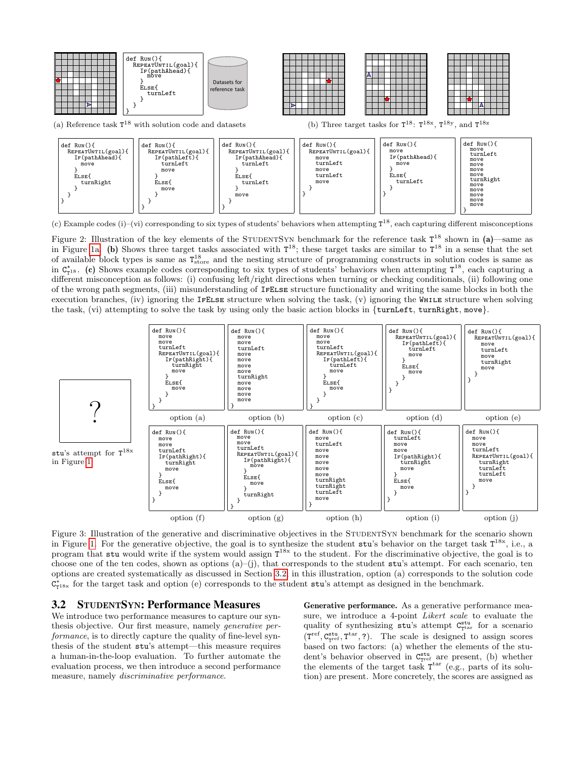```
def Run(){
  RepeatUntil(goal){
    If(pathAhead){
      move
    }
    Else{
      turnLeft
    }
  }
}
```

(a) Reference task $\texttt{T}^{18}$ with solution code and datasets

Datasets for reference task

(b) Three target tasks for $\texttt{T}^{18}$: $\texttt{T}^{18x}$, $\texttt{T}^{18y}$, and $\texttt{T}^{18z}$

(i)
```
def Run(){
  RepeatUntil(goal){
    If(pathAhead){
      move
    }
    Else{
      turnRight
    }
  }
}
```

(ii)
```
def Run(){
  RepeatUntil(goal){
    If(pathLeft){
      turnLeft
      move
    }
    Else{
      move
    }
  }
}
```

(iii)
```
def Run(){
  RepeatUntil(goal){
    If(pathAhead){
      turnLeft
    }
    Else{
      turnLeft
    }
    move
  }
}
```

(iv)
```
def Run(){
  RepeatUntil(goal){
    move
    turnLeft
    move
    turnLeft
    move
  }
}
```

(v)
```
def Run(){
  move
  If(pathAhead){
    move
  }
  Else{
    turnLeft
  }
}
```

(vi)
```
def Run(){
  move
  turnLeft
  move
  move
  move
  move
  turnRight
  move
  move
  move
  move
  move
}
```

(c) Example codes (i)–(vi) corresponding to six types of students' behaviors when attempting $\texttt{T}^{18}$, each capturing different misconceptions

Figure 2: Illustration of the key elements of the StudentSyn benchmark for the reference task $\texttt{T}^{18}$ shown in **(a)**—same as in Figure 1a. **(b)** Shows three target tasks associated with $\texttt{T}^{18}$; these target tasks are similar to $\texttt{T}^{18}$ in a sense that the set of available block types is same as $\texttt{T}^{18}_{\text{store}}$ and the nesting structure of programming constructs in solution codes is same as in $\texttt{C}^{\star}_{\texttt{T}^{18}}$. **(c)** Shows example codes corresponding to six types of students' behaviors when attempting $\texttt{T}^{18}$, each capturing a different misconception as follows: (i) confusing left/right directions when turning or checking conditionals, (ii) following one of the wrong path segments, (iii) misunderstanding of IfElse structure functionality and writing the same blocks in both the execution branches, (iv) ignoring the IfElse structure when solving the task, (v) ignoring the While structure when solving the task, (vi) attempting to solve the task by using only the basic action blocks in {turnLeft, turnRight, move}.

?

stu's attempt for $\texttt{T}^{18x}$ in Figure 1

option (a)
```
def Run(){
  move
  move
  turnLeft
  RepeatUntil(goal){
    If(pathRight){
      turnRight
      move
    }
    Else{
      move
    }
  }
}
```

option (b)
```
def Run(){
  move
  move
  turnLeft
  move
  move
  move
  move
  turnRight
  move
  move
  move
  move
}
```

option (c)
```
def Run(){
  move
  move
  turnLeft
  RepeatUntil(goal){
    If(pathLeft){
      turnLeft
      move
    }
    Else{
      move
    }
  }
}
```

option (d)
```
def Run(){
  RepeatUntil(goal){
    If(pathLeft){
      turnLeft
      move
    }
    Else{
      move
    }
  }
}
```

option (e)
```
def Run(){
  RepeatUntil(goal){
    move
    turnLeft
    move
    turnRight
    move
  }
}
```

option (f)
```
def Run(){
  move
  move
  turnLeft
  If(pathRight){
    turnRight
    move
  }
  Else{
    move
  }
}
```

option (g)
```
def Run(){
  move
  move
  turnLeft
  RepeatUntil(goal){
    If(pathRight){
      move
    }
    Else{
      move
    }
    turnRight
  }
}
```

option (h)
```
def Run(){
  move
  turnLeft
  move
  move
  move
  move
  move
  turnRight
  turnRight
  turnLeft
  move
}
```

option (i)
```
def Run(){
  turnLeft
  move
  move
  If(pathRight){
    turnRight
    move
  }
  Else{
    move
  }
}
```

option (j)
```
def Run(){
  move
  move
  turnLeft
  RepeatUntil(goal){
    turnRight
    turnLeft
    turnLeft
    move
  }
}
```

Figure 3: Illustration of the generative and discriminative objectives in the StudentSyn benchmark for the scenario shown in Figure 1. For the generative objective, the goal is to synthesize the student stu's behavior on the target task $\texttt{T}^{18x}$, i.e., a program that stu would write if the system would assign $\texttt{T}^{18x}$ to the student. For the discriminative objective, the goal is to choose one of the ten codes, shown as options (a)–(j), that corresponds to the student stu's attempt. For each scenario, ten options are created systematically as discussed in Section 3.2; in this illustration, option (a) corresponds to the solution code $\texttt{C}^{\star}_{\texttt{T}^{18x}}$ for the target task and option (e) corresponds to the student stu's attempt as designed in the benchmark.

## 3.2 StudentSyn: Performance Measures

We introduce two performance measures to capture our synthesis objective. Our first measure, namely *generative performance*, is to directly capture the quality of fine-level synthesis of the student stu's attempt—this measure requires a human-in-the-loop evaluation. To further automate the evaluation process, we then introduce a second performance measure, namely *discriminative performance*.

**Generative performance.** As a generative performance measure, we introduce a 4-point *Likert scale* to evaluate the quality of synthesizing stu's attempt $\texttt{C}^{\texttt{stu}}_{\texttt{T}^{\text{tar}}}$ for a scenario $(\texttt{T}^{\text{ref}}, \texttt{C}^{\texttt{stu}}_{\texttt{T}^{\text{ref}}}, \texttt{T}^{\text{tar}}, ?)$. The scale is designed to assign scores based on two factors: (a) whether the elements of the student's behavior observed in $\texttt{C}^{\texttt{stu}}_{\texttt{T}^{\text{ref}}}$ are present, (b) whether the elements of the target task $\texttt{T}^{\text{tar}}$ (e.g., parts of its solution) are present. More concretely, the scores are assigned as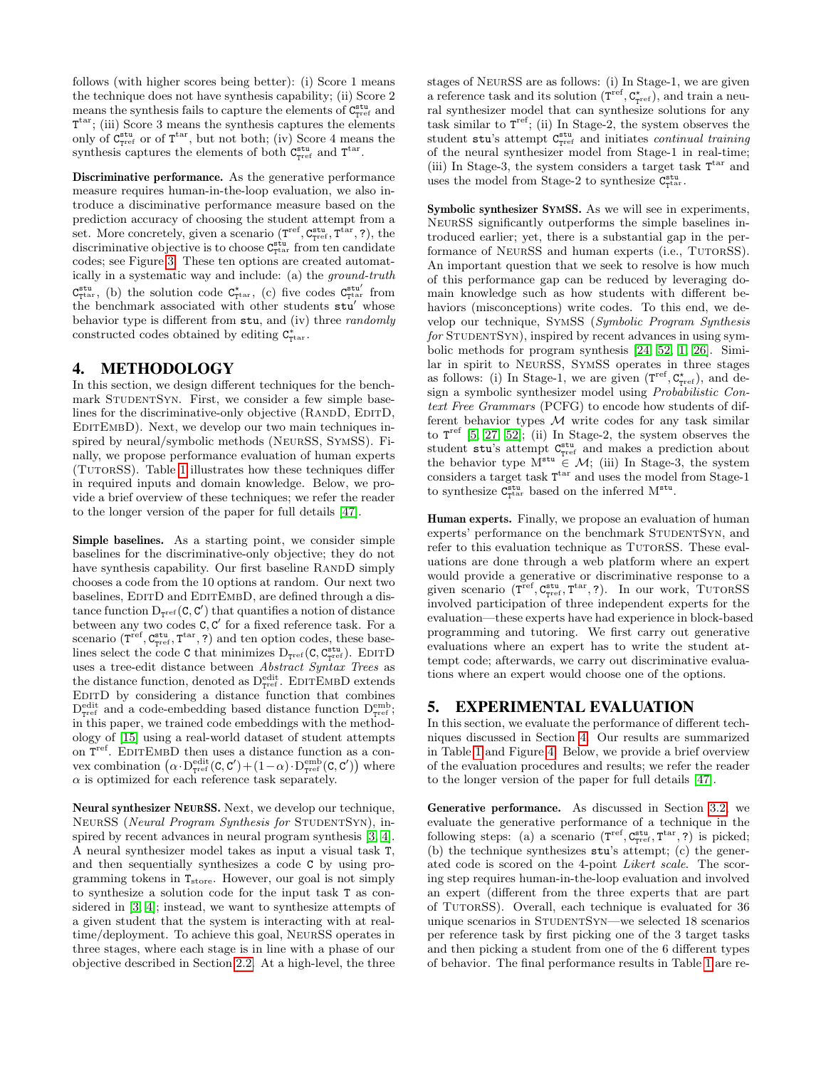follows (with higher scores being better): (i) Score 1 means the technique does not have synthesis capability; (ii) Score 2 means the synthesis fails to capture the elements of $\mathtt{C}^{\mathtt{stu}}_{\mathtt{T}^{\mathrm{ref}}}$ and $\mathtt{T}^{\mathrm{tar}}$; (iii) Score 3 means the synthesis captures the elements only of $\mathtt{C}^{\mathtt{stu}}_{\mathtt{T}^{\mathrm{ref}}}$ or of $\mathtt{T}^{\mathrm{tar}}$, but not both; (iv) Score 4 means the synthesis captures the elements of both $\mathtt{C}^{\mathtt{stu}}_{\mathtt{T}^{\mathrm{ref}}}$ and $\mathtt{T}^{\mathrm{tar}}$.

**Discriminative performance.** As the generative performance measure requires human-in-the-loop evaluation, we also introduce a discriminative performance measure based on the prediction accuracy of choosing the student attempt from a set. More concretely, given a scenario $(\mathtt{T}^{\mathrm{ref}}, \mathtt{C}^{\mathtt{stu}}_{\mathtt{T}^{\mathrm{ref}}}, \mathtt{T}^{\mathrm{tar}}, ?)$, the discriminative objective is to choose $\mathtt{C}^{\mathtt{stu}}_{\mathtt{T}^{\mathrm{tar}}}$ from ten candidate codes; see Figure 3. These ten options are created automatically in a systematic way and include: (a) the *ground-truth* $\mathtt{C}^{\mathtt{stu}}_{\mathtt{T}^{\mathrm{tar}}}$, (b) the solution code $\mathtt{C}^{\star}_{\mathtt{T}^{\mathrm{tar}}}$, (c) five codes $\mathtt{C}^{\mathtt{stu}'}_{\mathtt{T}^{\mathrm{tar}}}$ from the benchmark associated with other students $\mathtt{stu}'$ whose behavior type is different from $\mathtt{stu}$, and (iv) three *randomly* constructed codes obtained by editing $\mathtt{C}^{\star}_{\mathtt{T}^{\mathrm{tar}}}$.

## 4. METHODOLOGY

In this section, we design different techniques for the benchmark StudentSyn. First, we consider a few simple baselines for the discriminative-only objective (RandD, EditD, EditEmbD). Next, we develop our two main techniques inspired by neural/symbolic methods (NeurSS, SymSS). Finally, we propose performance evaluation of human experts (TutorSS). Table 1 illustrates how these techniques differ in required inputs and domain knowledge. Below, we provide a brief overview of these techniques; we refer the reader to the longer version of the paper for full details [47].

**Simple baselines.** As a starting point, we consider simple baselines for the discriminative-only objective; they do not have synthesis capability. Our first baseline RandD simply chooses a code from the 10 options at random. Our next two baselines, EditD and EditEmbD, are defined through a distance function $\mathrm{D}_{\mathtt{T}^{\mathrm{ref}}}(\mathtt{C}, \mathtt{C}')$ that quantifies a notion of distance between any two codes $\mathtt{C}, \mathtt{C}'$ for a fixed reference task. For a scenario $(\mathtt{T}^{\mathrm{ref}}, \mathtt{C}^{\mathtt{stu}}_{\mathtt{T}^{\mathrm{ref}}}, \mathtt{T}^{\mathrm{tar}}, ?)$ and ten option codes, these baselines select the code $\mathtt{C}$ that minimizes $\mathrm{D}_{\mathtt{T}^{\mathrm{ref}}}(\mathtt{C}, \mathtt{C}^{\mathtt{stu}}_{\mathtt{T}^{\mathrm{ref}}})$. EditD uses a tree-edit distance between *Abstract Syntax Trees* as the distance function, denoted as $\mathrm{D}^{\mathrm{edit}}_{\mathtt{T}^{\mathrm{ref}}}$. EditEmbD extends EditD by considering a distance function that combines $\mathrm{D}^{\mathrm{edit}}_{\mathtt{T}^{\mathrm{ref}}}$ and a code-embedding based distance function $\mathrm{D}^{\mathrm{emb}}_{\mathtt{T}^{\mathrm{ref}}}$; in this paper, we trained code embeddings with the methodology of [15] using a real-world dataset of student attempts on $\mathtt{T}^{\mathrm{ref}}$. EditEmbD then uses a distance function as a convex combination $\left(\alpha \cdot \mathrm{D}^{\mathrm{edit}}_{\mathtt{T}^{\mathrm{ref}}}(\mathtt{C}, \mathtt{C}') + (1-\alpha) \cdot \mathrm{D}^{\mathrm{emb}}_{\mathtt{T}^{\mathrm{ref}}}(\mathtt{C}, \mathtt{C}')\right)$ where $\alpha$ is optimized for each reference task separately.

**Neural synthesizer NeurSS.** Next, we develop our technique, NeurSS (*Neural Program Synthesis for* StudentSyn), inspired by recent advances in neural program synthesis [3, 4]. A neural synthesizer model takes as input a visual task $\mathtt{T}$, and then sequentially synthesizes a code $\mathtt{C}$ by using programming tokens in $\mathtt{T}_{\mathrm{store}}$. However, our goal is not simply to synthesize a solution code for the input task $\mathtt{T}$ as considered in [3, 4]; instead, we want to synthesize attempts of a given student that the system is interacting with at real-time/deployment. To achieve this goal, NeurSS operates in three stages, where each stage is in line with a phase of our objective described in Section 2.2. At a high-level, the three stages of NeurSS are as follows: (i) In Stage-1, we are given a reference task and its solution $(\mathtt{T}^{\mathrm{ref}}, \mathtt{C}^{\star}_{\mathtt{T}^{\mathrm{ref}}})$, and train a neural synthesizer model that can synthesize solutions for any task similar to $\mathtt{T}^{\mathrm{ref}}$; (ii) In Stage-2, the system observes the student $\mathtt{stu}$'s attempt $\mathtt{C}^{\mathtt{stu}}_{\mathtt{T}^{\mathrm{ref}}}$ and initiates *continual training* of the neural synthesizer model from Stage-1 in real-time; (iii) In Stage-3, the system considers a target task $\mathtt{T}^{\mathrm{tar}}$ and uses the model from Stage-2 to synthesize $\mathtt{C}^{\mathtt{stu}}_{\mathtt{T}^{\mathrm{tar}}}$.

**Symbolic synthesizer SymSS.** As we will see in experiments, NeurSS significantly outperforms the simple baselines introduced earlier; yet, there is a substantial gap in the performance of NeurSS and human experts (i.e., TutorSS). An important question that we seek to resolve is how much of this performance gap can be reduced by leveraging domain knowledge such as how students with different behaviors (misconceptions) write codes. To this end, we develop our technique, SymSS (*Symbolic Program Synthesis for* StudentSyn), inspired by recent advances in using symbolic methods for program synthesis [24, 52, 1, 26]. Similar in spirit to NeurSS, SymSS operates in three stages as follows: (i) In Stage-1, we are given $(\mathtt{T}^{\mathrm{ref}}, \mathtt{C}^{\star}_{\mathtt{T}^{\mathrm{ref}}})$, and design a symbolic synthesizer model using *Probabilistic Context Free Grammars* (PCFG) to encode how students of different behavior types $\mathcal{M}$ write codes for any task similar to $\mathtt{T}^{\mathrm{ref}}$ [5, 27, 52]; (ii) In Stage-2, the system observes the student $\mathtt{stu}$'s attempt $\mathtt{C}^{\mathtt{stu}}_{\mathtt{T}^{\mathrm{ref}}}$ and makes a prediction about the behavior type $\mathrm{M}^{\mathtt{stu}} \in \mathcal{M}$; (iii) In Stage-3, the system considers a target task $\mathtt{T}^{\mathrm{tar}}$ and uses the model from Stage-1 to synthesize $\mathtt{C}^{\mathtt{stu}}_{\mathtt{T}^{\mathrm{tar}}}$ based on the inferred $\mathrm{M}^{\mathtt{stu}}$.

**Human experts.** Finally, we propose an evaluation of human experts' performance on the benchmark StudentSyn, and refer to this evaluation technique as TutorSS. These evaluations are done through a web platform where an expert would provide a generative or discriminative response to a given scenario $(\mathtt{T}^{\mathrm{ref}}, \mathtt{C}^{\mathtt{stu}}_{\mathtt{T}^{\mathrm{ref}}}, \mathtt{T}^{\mathrm{tar}}, ?)$. In our work, TutorSS involved participation of three independent experts for the evaluation—these experts have had experience in block-based programming and tutoring. We first carry out generative evaluations where an expert has to write the student attempt code; afterwards, we carry out discriminative evaluations where an expert would choose one of the options.

## 5. EXPERIMENTAL EVALUATION

In this section, we evaluate the performance of different techniques discussed in Section 4. Our results are summarized in Table 1 and Figure 4. Below, we provide a brief overview of the evaluation procedures and results; we refer the reader to the longer version of the paper for full details [47].

**Generative performance.** As discussed in Section 3.2, we evaluate the generative performance of a technique in the following steps: (a) a scenario $(\mathtt{T}^{\mathrm{ref}}, \mathtt{C}^{\mathtt{stu}}_{\mathtt{T}^{\mathrm{ref}}}, \mathtt{T}^{\mathrm{tar}}, ?)$ is picked; (b) the technique synthesizes $\mathtt{stu}$'s attempt; (c) the generated code is scored on the 4-point *Likert scale*. The scoring step requires human-in-the-loop evaluation and involved an expert (different from the three experts that are part of TutorSS). Overall, each technique is evaluated for 36 unique scenarios in StudentSyn—we selected 18 scenarios per reference task by first picking one of the 3 target tasks and then picking a student from one of the 6 different types of behavior. The final performance results in Table 1 are re-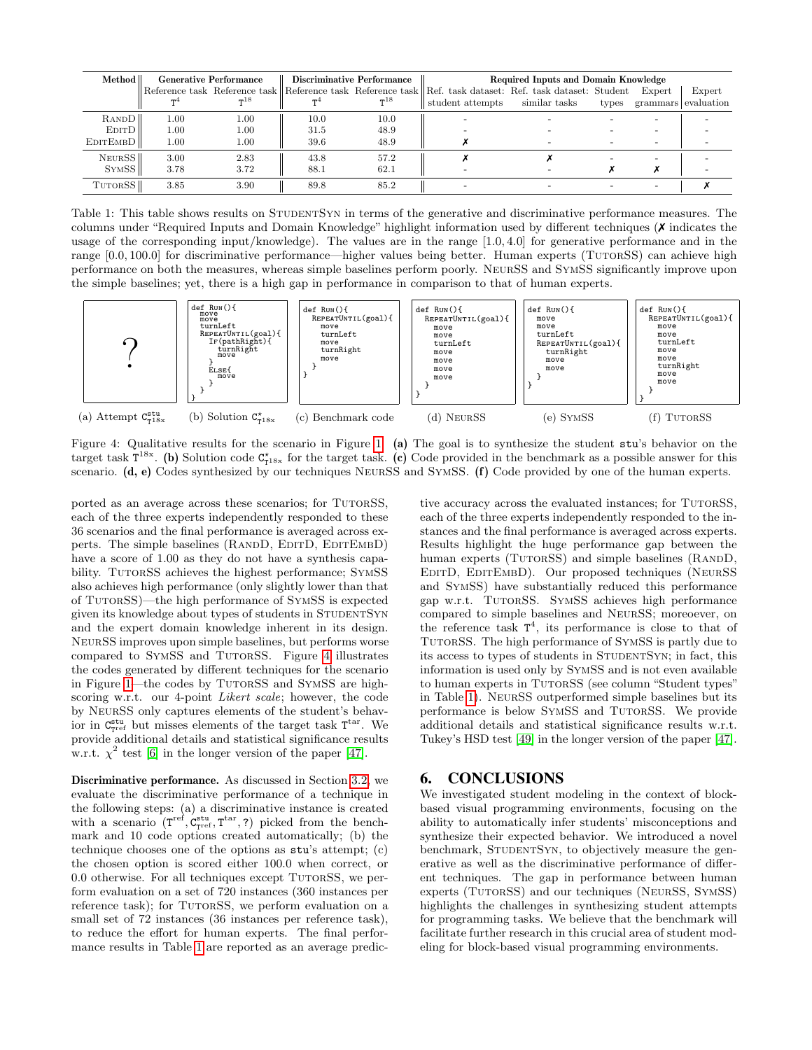| Method | Generative Performance | | Discriminative Performance | | Required Inputs and Domain Knowledge | | | | |
|---|---|---|---|---|---|---|---|---|---|
| | Reference task $\mathtt{T}^4$ | Reference task $\mathtt{T}^{18}$ | Reference task $\mathtt{T}^4$ | Reference task $\mathtt{T}^{18}$ | Ref. task dataset: student attempts | Ref. task dataset: similar tasks | Student types | Expert grammars | Expert evaluation |
| RandD | 1.00 | 1.00 | 10.0 | 10.0 | - | - | - | - | - |
| EditD | 1.00 | 1.00 | 31.5 | 48.9 | - | - | - | - | - |
| EditEmbD | 1.00 | 1.00 | 39.6 | 48.9 | ✗ | - | - | - | - |
| NeurSS | 3.00 | 2.83 | 43.8 | 57.2 | ✗ | ✗ | - | - | - |
| SymSS | 3.78 | 3.72 | 88.1 | 62.1 | - | - | ✗ | ✗ | - |
| TutorSS | 3.85 | 3.90 | 89.8 | 85.2 | - | - | - | - | ✗ |

Table 1: This table shows results on StudentSyn in terms of the generative and discriminative performance measures. The columns under "Required Inputs and Domain Knowledge" highlight information used by different techniques (✗ indicates the usage of the corresponding input/knowledge). The values are in the range [1.0, 4.0] for generative performance and in the range [0.0, 100.0] for discriminative performance—higher values being better. Human experts (TutorSS) can achieve high performance on both the measures, whereas simple baselines perform poorly. NeurSS and SymSS significantly improve upon the simple baselines; yet, there is a high gap in performance in comparison to that of human experts.

(a) Attempt $\mathtt{C}^{\mathtt{stu}}_{\mathtt{T}^{18x}}$

```
?
```

(b) Solution $\mathtt{C}^{\star}_{\mathtt{T}^{18x}}$

```
def Run(){
  move
  move
  turnLeft
  RepeatUntil(goal){
    If(pathRight){
      turnRight
      move
    }
    Else{
      move
    }
  }
}
```

(c) Benchmark code

```
def Run(){
  RepeatUntil(goal){
    move
    turnLeft
    move
    turnRight
    move
  }
}
```

(d) NeurSS

```
def Run(){
  RepeatUntil(goal){
    move
    move
    turnLeft
    move
    move
    move
    move
  }
}
```

(e) SymSS

```
def Run(){
  move
  move
  turnLeft
  RepeatUntil(goal){
    turnRight
    move
    move
  }
}
```

(f) TutorSS

```
def Run(){
  RepeatUntil(goal){
    move
    move
    turnLeft
    move
    move
    turnRight
    move
    move
  }
}
```

Figure 4: Qualitative results for the scenario in Figure 1. **(a)** The goal is to synthesize the student stu's behavior on the target task $\mathtt{T}^{18x}$. **(b)** Solution code $\mathtt{C}^{\star}_{\mathtt{T}^{18x}}$ for the target task. **(c)** Code provided in the benchmark as a possible answer for this scenario. **(d, e)** Codes synthesized by our techniques NeurSS and SymSS. **(f)** Code provided by one of the human experts.

ported as an average across these scenarios; for TutorSS, each of the three experts independently responded to these 36 scenarios and the final performance is averaged across experts. The simple baselines (RandD, EditD, EditEmbD) have a score of 1.00 as they do not have a synthesis capability. TutorSS achieves the highest performance; SymSS also achieves high performance (only slightly lower than that of TutorSS)—the high performance of SymSS is expected given its knowledge about types of students in StudentSyn and the expert domain knowledge inherent in its design. NeurSS improves upon simple baselines, but performs worse compared to SymSS and TutorSS. Figure 4 illustrates the codes generated by different techniques for the scenario in Figure 1—the codes by TutorSS and SymSS are high-scoring w.r.t. our 4-point *Likert scale*; however, the code by NeurSS only captures elements of the student's behavior in $\mathtt{C}^{\mathtt{stu}}_{\mathtt{T}^{\mathrm{ref}}}$ but misses elements of the target task $\mathtt{T}^{\mathrm{tar}}$. We provide additional details and statistical significance results w.r.t. $\chi^2$ test [6] in the longer version of the paper [47].

**Discriminative performance.** As discussed in Section 3.2, we evaluate the discriminative performance of a technique in the following steps: (a) a discriminative instance is created with a scenario $(\mathtt{T}^{\mathrm{ref}}, \mathtt{C}^{\mathtt{stu}}_{\mathtt{T}^{\mathrm{ref}}}, \mathtt{T}^{\mathrm{tar}}, ?)$ picked from the benchmark and 10 code options created automatically; (b) the technique chooses one of the options as stu's attempt; (c) the chosen option is scored either 100.0 when correct, or 0.0 otherwise. For all techniques except TutorSS, we perform evaluation on a set of 720 instances (360 instances per reference task); for TutorSS, we perform evaluation on a small set of 72 instances (36 instances per reference task), to reduce the effort for human experts. The final performance results in Table 1 are reported as an average predictive accuracy across the evaluated instances; for TutorSS, each of the three experts independently responded to the instances and the final performance is averaged across experts. Results highlight the huge performance gap between the human experts (TutorSS) and simple baselines (RandD, EditD, EditEmbD). Our proposed techniques (NeurSS and SymSS) have substantially reduced this performance gap w.r.t. TutorSS. SymSS achieves high performance compared to simple baselines and NeurSS; moreover, on the reference task $\mathtt{T}^4$, its performance is close to that of TutorSS. The high performance of SymSS is partly due to its access to types of students in StudentSyn; in fact, this information is used only by SymSS and is not even available to human experts in TutorSS (see column "Student types" in Table 1). NeurSS outperformed simple baselines but its performance is below SymSS and TutorSS. We provide additional details and statistical significance results w.r.t. Tukey's HSD test [49] in the longer version of the paper [47].

# 6. CONCLUSIONS

We investigated student modeling in the context of block-based visual programming environments, focusing on the ability to automatically infer students' misconceptions and synthesize their expected behavior. We introduced a novel benchmark, StudentSyn, to objectively measure the generative as well as the discriminative performance of different techniques. The gap in performance between human experts (TutorSS) and our techniques (NeurSS, SymSS) highlights the challenges in synthesizing student attempts for programming tasks. We believe that the benchmark will facilitate further research in this crucial area of student modeling for block-based visual programming environments.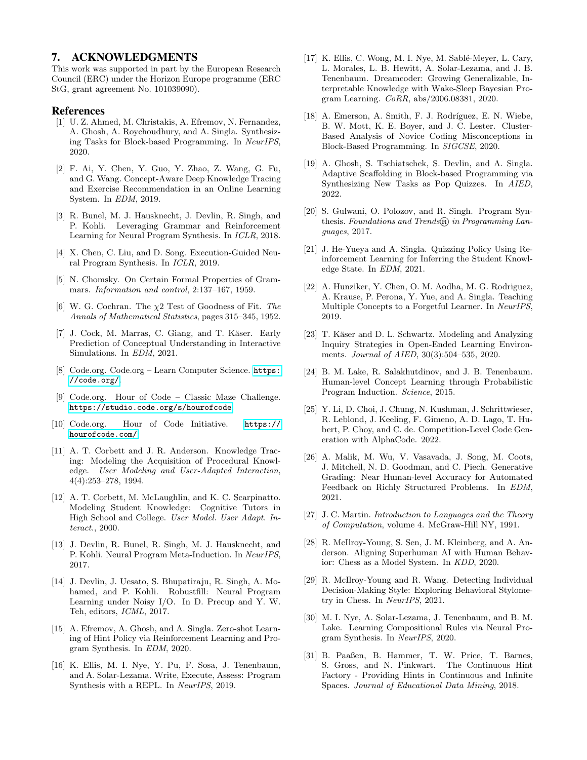## 7. ACKNOWLEDGMENTS

This work was supported in part by the European Research Council (ERC) under the Horizon Europe programme (ERC StG, grant agreement No. 101039090).

## References

[1] U. Z. Ahmed, M. Christakis, A. Efremov, N. Fernandez, A. Ghosh, A. Roychoudhury, and A. Singla. Synthesizing Tasks for Block-based Programming. In *NeurIPS*, 2020.

[2] F. Ai, Y. Chen, Y. Guo, Y. Zhao, Z. Wang, G. Fu, and G. Wang. Concept-Aware Deep Knowledge Tracing and Exercise Recommendation in an Online Learning System. In *EDM*, 2019.

[3] R. Bunel, M. J. Hausknecht, J. Devlin, R. Singh, and P. Kohli. Leveraging Grammar and Reinforcement Learning for Neural Program Synthesis. In *ICLR*, 2018.

[4] X. Chen, C. Liu, and D. Song. Execution-Guided Neural Program Synthesis. In *ICLR*, 2019.

[5] N. Chomsky. On Certain Formal Properties of Grammars. *Information and control*, 2:137–167, 1959.

[6] W. G. Cochran. The $\chi 2$ Test of Goodness of Fit. *The Annals of Mathematical Statistics*, pages 315–345, 1952.

[7] J. Cock, M. Marras, C. Giang, and T. Käser. Early Prediction of Conceptual Understanding in Interactive Simulations. In *EDM*, 2021.

[8] Code.org. Code.org – Learn Computer Science. https://code.org/.

[9] Code.org. Hour of Code – Classic Maze Challenge. https://studio.code.org/s/hourofcode.

[10] Code.org. Hour of Code Initiative. https://hourofcode.com/.

[11] A. T. Corbett and J. R. Anderson. Knowledge Tracing: Modeling the Acquisition of Procedural Knowledge. *User Modeling and User-Adapted Interaction*, 4(4):253–278, 1994.

[12] A. T. Corbett, M. McLaughlin, and K. C. Scarpinatto. Modeling Student Knowledge: Cognitive Tutors in High School and College. *User Model. User Adapt. Interact.*, 2000.

[13] J. Devlin, R. Bunel, R. Singh, M. J. Hausknecht, and P. Kohli. Neural Program Meta-Induction. In *NeurIPS*, 2017.

[14] J. Devlin, J. Uesato, S. Bhupatiraju, R. Singh, A. Mohamed, and P. Kohli. Robustfill: Neural Program Learning under Noisy I/O. In D. Precup and Y. W. Teh, editors, *ICML*, 2017.

[15] A. Efremov, A. Ghosh, and A. Singla. Zero-shot Learning of Hint Policy via Reinforcement Learning and Program Synthesis. In *EDM*, 2020.

[16] K. Ellis, M. I. Nye, Y. Pu, F. Sosa, J. Tenenbaum, and A. Solar-Lezama. Write, Execute, Assess: Program Synthesis with a REPL. In *NeurIPS*, 2019.

[17] K. Ellis, C. Wong, M. I. Nye, M. Sablé-Meyer, L. Cary, L. Morales, L. B. Hewitt, A. Solar-Lezama, and J. B. Tenenbaum. Dreamcoder: Growing Generalizable, Interpretable Knowledge with Wake-Sleep Bayesian Program Learning. *CoRR*, abs/2006.08381, 2020.

[18] A. Emerson, A. Smith, F. J. Rodríguez, E. N. Wiebe, B. W. Mott, K. E. Boyer, and J. C. Lester. Cluster-Based Analysis of Novice Coding Misconceptions in Block-Based Programming. In *SIGCSE*, 2020.

[19] A. Ghosh, S. Tschiatschek, S. Devlin, and A. Singla. Adaptive Scaffolding in Block-based Programming via Synthesizing New Tasks as Pop Quizzes. In *AIED*, 2022.

[20] S. Gulwani, O. Polozov, and R. Singh. Program Synthesis. *Foundations and Trends® in Programming Languages*, 2017.

[21] J. He-Yueya and A. Singla. Quizzing Policy Using Reinforcement Learning for Inferring the Student Knowledge State. In *EDM*, 2021.

[22] A. Hunziker, Y. Chen, O. M. Aodha, M. G. Rodriguez, A. Krause, P. Perona, Y. Yue, and A. Singla. Teaching Multiple Concepts to a Forgetful Learner. In *NeurIPS*, 2019.

[23] T. Käser and D. L. Schwartz. Modeling and Analyzing Inquiry Strategies in Open-Ended Learning Environments. *Journal of AIED*, 30(3):504–535, 2020.

[24] B. M. Lake, R. Salakhutdinov, and J. B. Tenenbaum. Human-level Concept Learning through Probabilistic Program Induction. *Science*, 2015.

[25] Y. Li, D. Choi, J. Chung, N. Kushman, J. Schrittwieser, R. Leblond, J. Keeling, F. Gimeno, A. D. Lago, T. Hubert, P. Choy, and C. de. Competition-Level Code Generation with AlphaCode. 2022.

[26] A. Malik, M. Wu, V. Vasavada, J. Song, M. Coots, J. Mitchell, N. D. Goodman, and C. Piech. Generative Grading: Near Human-level Accuracy for Automated Feedback on Richly Structured Problems. In *EDM*, 2021.

[27] J. C. Martin. *Introduction to Languages and the Theory of Computation*, volume 4. McGraw-Hill NY, 1991.

[28] R. McIlroy-Young, S. Sen, J. M. Kleinberg, and A. Anderson. Aligning Superhuman AI with Human Behavior: Chess as a Model System. In *KDD*, 2020.

[29] R. McIlroy-Young and R. Wang. Detecting Individual Decision-Making Style: Exploring Behavioral Stylometry in Chess. In *NeurIPS*, 2021.

[30] M. I. Nye, A. Solar-Lezama, J. Tenenbaum, and B. M. Lake. Learning Compositional Rules via Neural Program Synthesis. In *NeurIPS*, 2020.

[31] B. Paaßen, B. Hammer, T. W. Price, T. Barnes, S. Gross, and N. Pinkwart. The Continuous Hint Factory - Providing Hints in Continuous and Infinite Spaces. *Journal of Educational Data Mining*, 2018.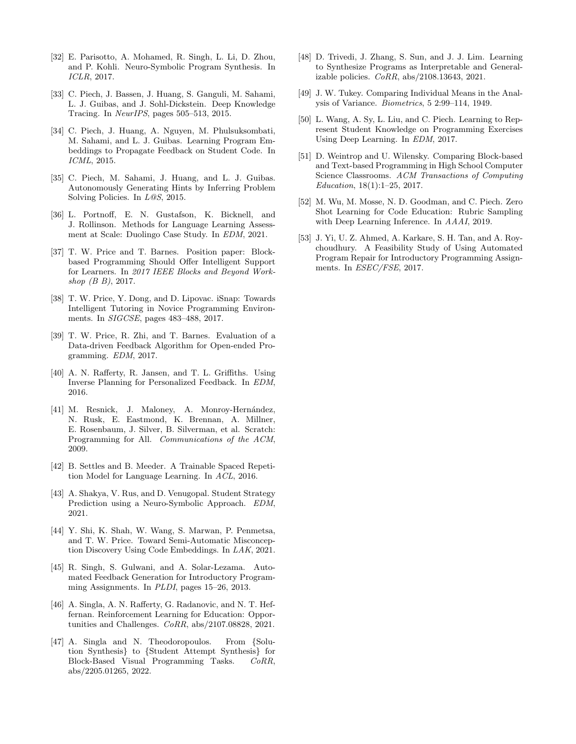[32] E. Parisotto, A. Mohamed, R. Singh, L. Li, D. Zhou, and P. Kohli. Neuro-Symbolic Program Synthesis. In *ICLR*, 2017.

[33] C. Piech, J. Bassen, J. Huang, S. Ganguli, M. Sahami, L. J. Guibas, and J. Sohl-Dickstein. Deep Knowledge Tracing. In *NeurIPS*, pages 505–513, 2015.

[34] C. Piech, J. Huang, A. Nguyen, M. Phulsuksombati, M. Sahami, and L. J. Guibas. Learning Program Embeddings to Propagate Feedback on Student Code. In *ICML*, 2015.

[35] C. Piech, M. Sahami, J. Huang, and L. J. Guibas. Autonomously Generating Hints by Inferring Problem Solving Policies. In *L@S*, 2015.

[36] L. Portnoff, E. N. Gustafson, K. Bicknell, and J. Rollinson. Methods for Language Learning Assessment at Scale: Duolingo Case Study. In *EDM*, 2021.

[37] T. W. Price and T. Barnes. Position paper: Block-based Programming Should Offer Intelligent Support for Learners. In *2017 IEEE Blocks and Beyond Workshop (B B)*, 2017.

[38] T. W. Price, Y. Dong, and D. Lipovac. iSnap: Towards Intelligent Tutoring in Novice Programming Environments. In *SIGCSE*, pages 483–488, 2017.

[39] T. W. Price, R. Zhi, and T. Barnes. Evaluation of a Data-driven Feedback Algorithm for Open-ended Programming. *EDM*, 2017.

[40] A. N. Rafferty, R. Jansen, and T. L. Griffiths. Using Inverse Planning for Personalized Feedback. In *EDM*, 2016.

[41] M. Resnick, J. Maloney, A. Monroy-Hernández, N. Rusk, E. Eastmond, K. Brennan, A. Millner, E. Rosenbaum, J. Silver, B. Silverman, et al. Scratch: Programming for All. *Communications of the ACM*, 2009.

[42] B. Settles and B. Meeder. A Trainable Spaced Repetition Model for Language Learning. In *ACL*, 2016.

[43] A. Shakya, V. Rus, and D. Venugopal. Student Strategy Prediction using a Neuro-Symbolic Approach. *EDM*, 2021.

[44] Y. Shi, K. Shah, W. Wang, S. Marwan, P. Penmetsa, and T. W. Price. Toward Semi-Automatic Misconception Discovery Using Code Embeddings. In *LAK*, 2021.

[45] R. Singh, S. Gulwani, and A. Solar-Lezama. Automated Feedback Generation for Introductory Programming Assignments. In *PLDI*, pages 15–26, 2013.

[46] A. Singla, A. N. Rafferty, G. Radanovic, and N. T. Heffernan. Reinforcement Learning for Education: Opportunities and Challenges. *CoRR*, abs/2107.08828, 2021.

[47] A. Singla and N. Theodoropoulos. From {Solution Synthesis} to {Student Attempt Synthesis} for Block-Based Visual Programming Tasks. *CoRR*, abs/2205.01265, 2022.

[48] D. Trivedi, J. Zhang, S. Sun, and J. J. Lim. Learning to Synthesize Programs as Interpretable and Generalizable policies. *CoRR*, abs/2108.13643, 2021.

[49] J. W. Tukey. Comparing Individual Means in the Analysis of Variance. *Biometrics*, 5 2:99–114, 1949.

[50] L. Wang, A. Sy, L. Liu, and C. Piech. Learning to Represent Student Knowledge on Programming Exercises Using Deep Learning. In *EDM*, 2017.

[51] D. Weintrop and U. Wilensky. Comparing Block-based and Text-based Programming in High School Computer Science Classrooms. *ACM Transactions of Computing Education*, 18(1):1–25, 2017.

[52] M. Wu, M. Mosse, N. D. Goodman, and C. Piech. Zero Shot Learning for Code Education: Rubric Sampling with Deep Learning Inference. In *AAAI*, 2019.

[53] J. Yi, U. Z. Ahmed, A. Karkare, S. H. Tan, and A. Roychoudhury. A Feasibility Study of Using Automated Program Repair for Introductory Programming Assignments. In *ESEC/FSE*, 2017.